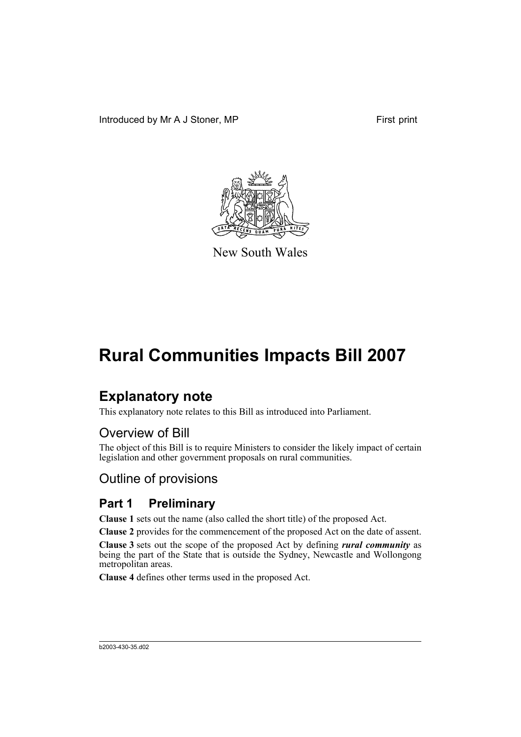Introduced by Mr A J Stoner, MP First print

New South Wales

# Rural Communities Impacts Bill 2007

## Explanatory note

This explanatory note relates to this Bill as introduced into Parliament.

### Overview of Bill

The object of this Bill is to require Ministers to consider the likely impact of certain legislation and other government proposals on rural communities.

### Outline of provisions

#### Part 1 Preliminary

**Clause 1** sets out the name (also called the short title) of the proposed Act.

**Clause 2** provides for the commencement of the proposed Act on the date of assent.

**Clause 3** sets out the scope of the proposed Act by defining ***rural community*** as being the part of the State that is outside the Sydney, Newcastle and Wollongong metropolitan areas.

**Clause 4** defines other terms used in the proposed Act.

b2003-430-35.d02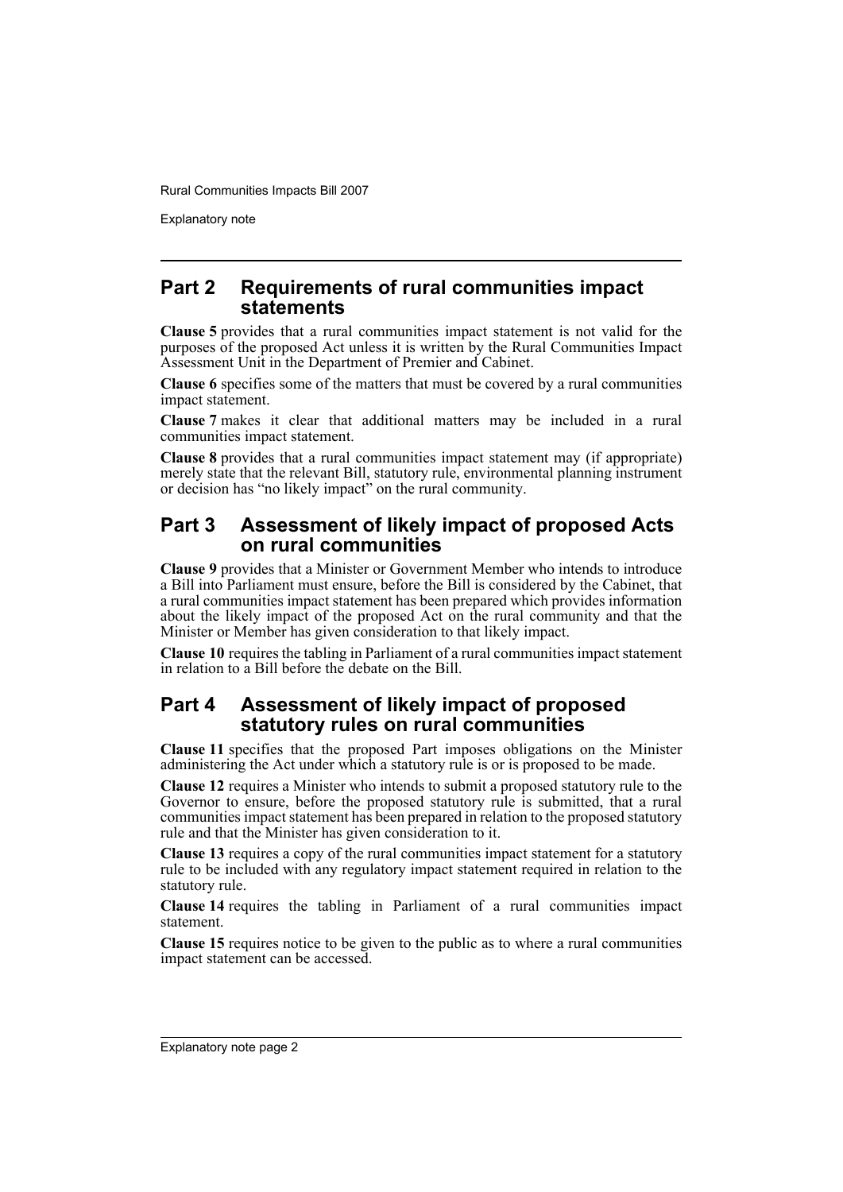## Part 2 Requirements of rural communities impact statements

**Clause 5** provides that a rural communities impact statement is not valid for the purposes of the proposed Act unless it is written by the Rural Communities Impact Assessment Unit in the Department of Premier and Cabinet.

**Clause 6** specifies some of the matters that must be covered by a rural communities impact statement.

**Clause 7** makes it clear that additional matters may be included in a rural communities impact statement.

**Clause 8** provides that a rural communities impact statement may (if appropriate) merely state that the relevant Bill, statutory rule, environmental planning instrument or decision has "no likely impact" on the rural community.

## Part 3 Assessment of likely impact of proposed Acts on rural communities

**Clause 9** provides that a Minister or Government Member who intends to introduce a Bill into Parliament must ensure, before the Bill is considered by the Cabinet, that a rural communities impact statement has been prepared which provides information about the likely impact of the proposed Act on the rural community and that the Minister or Member has given consideration to that likely impact.

**Clause 10** requires the tabling in Parliament of a rural communities impact statement in relation to a Bill before the debate on the Bill.

## Part 4 Assessment of likely impact of proposed statutory rules on rural communities

**Clause 11** specifies that the proposed Part imposes obligations on the Minister administering the Act under which a statutory rule is or is proposed to be made.

**Clause 12** requires a Minister who intends to submit a proposed statutory rule to the Governor to ensure, before the proposed statutory rule is submitted, that a rural communities impact statement has been prepared in relation to the proposed statutory rule and that the Minister has given consideration to it.

**Clause 13** requires a copy of the rural communities impact statement for a statutory rule to be included with any regulatory impact statement required in relation to the statutory rule.

**Clause 14** requires the tabling in Parliament of a rural communities impact statement.

**Clause 15** requires notice to be given to the public as to where a rural communities impact statement can be accessed.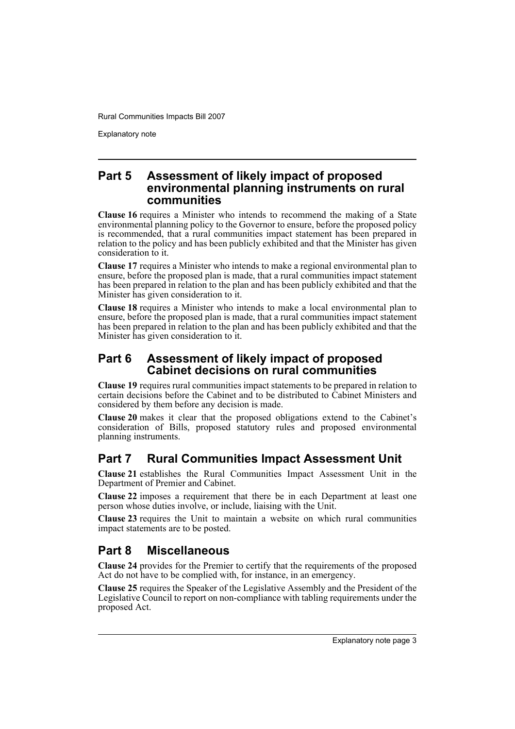## Part 5 Assessment of likely impact of proposed environmental planning instruments on rural communities

**Clause 16** requires a Minister who intends to recommend the making of a State environmental planning policy to the Governor to ensure, before the proposed policy is recommended, that a rural communities impact statement has been prepared in relation to the policy and has been publicly exhibited and that the Minister has given consideration to it.

**Clause 17** requires a Minister who intends to make a regional environmental plan to ensure, before the proposed plan is made, that a rural communities impact statement has been prepared in relation to the plan and has been publicly exhibited and that the Minister has given consideration to it.

**Clause 18** requires a Minister who intends to make a local environmental plan to ensure, before the proposed plan is made, that a rural communities impact statement has been prepared in relation to the plan and has been publicly exhibited and that the Minister has given consideration to it.

## Part 6 Assessment of likely impact of proposed Cabinet decisions on rural communities

**Clause 19** requires rural communities impact statements to be prepared in relation to certain decisions before the Cabinet and to be distributed to Cabinet Ministers and considered by them before any decision is made.

**Clause 20** makes it clear that the proposed obligations extend to the Cabinet's consideration of Bills, proposed statutory rules and proposed environmental planning instruments.

## Part 7 Rural Communities Impact Assessment Unit

**Clause 21** establishes the Rural Communities Impact Assessment Unit in the Department of Premier and Cabinet.

**Clause 22** imposes a requirement that there be in each Department at least one person whose duties involve, or include, liaising with the Unit.

**Clause 23** requires the Unit to maintain a website on which rural communities impact statements are to be posted.

## Part 8 Miscellaneous

**Clause 24** provides for the Premier to certify that the requirements of the proposed Act do not have to be complied with, for instance, in an emergency.

**Clause 25** requires the Speaker of the Legislative Assembly and the President of the Legislative Council to report on non-compliance with tabling requirements under the proposed Act.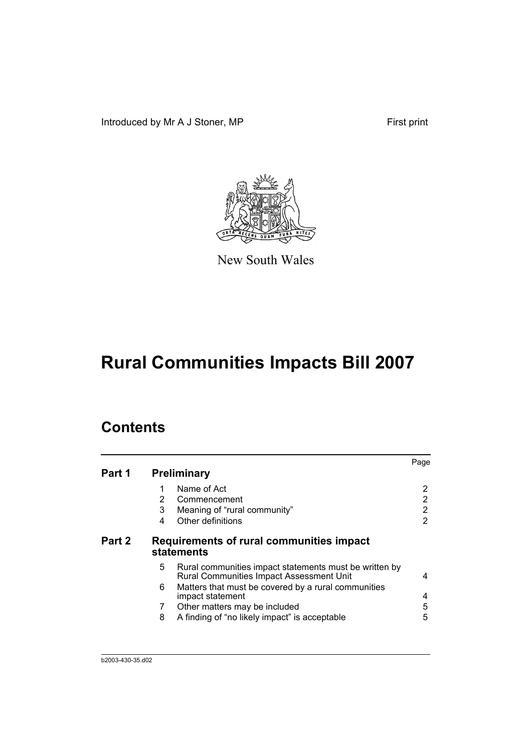Introduced by Mr A J Stoner, MP

First print

New South Wales

# Rural Communities Impacts Bill 2007

## Contents

| | | | Page |
|---|---|---|---|
| **Part 1** | **Preliminary** | | |
| | 1 | Name of Act | 2 |
| | 2 | Commencement | 2 |
| | 3 | Meaning of "rural community" | 2 |
| | 4 | Other definitions | 2 |
| **Part 2** | **Requirements of rural communities impact statements** | | |
| | 5 | Rural communities impact statements must be written by Rural Communities Impact Assessment Unit | 4 |
| | 6 | Matters that must be covered by a rural communities impact statement | 4 |
| | 7 | Other matters may be included | 5 |
| | 8 | A finding of "no likely impact" is acceptable | 5 |

b2003-430-35.d02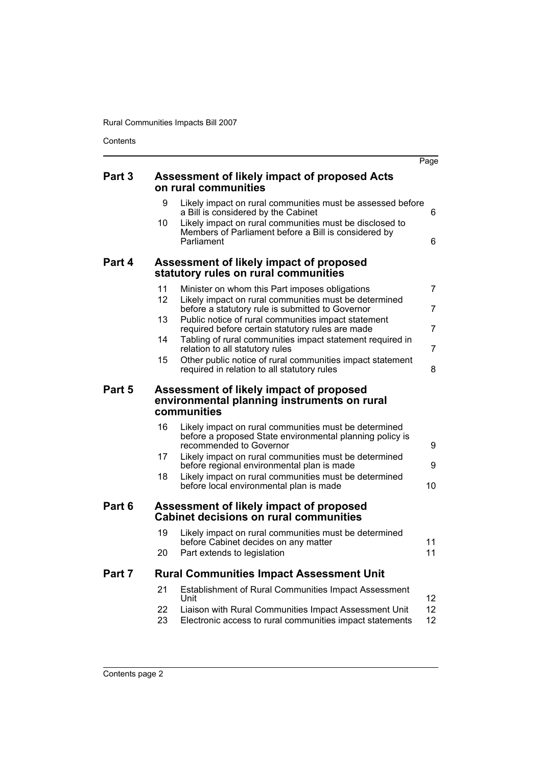| | | | Page |
|---|---|---|---|
| **Part 3** | | **Assessment of likely impact of proposed Acts on rural communities** | |
| | 9 | Likely impact on rural communities must be assessed before a Bill is considered by the Cabinet | 6 |
| | 10 | Likely impact on rural communities must be disclosed to Members of Parliament before a Bill is considered by Parliament | 6 |
| **Part 4** | | **Assessment of likely impact of proposed statutory rules on rural communities** | |
| | 11 | Minister on whom this Part imposes obligations | 7 |
| | 12 | Likely impact on rural communities must be determined before a statutory rule is submitted to Governor | 7 |
| | 13 | Public notice of rural communities impact statement required before certain statutory rules are made | 7 |
| | 14 | Tabling of rural communities impact statement required in relation to all statutory rules | 7 |
| | 15 | Other public notice of rural communities impact statement required in relation to all statutory rules | 8 |
| **Part 5** | | **Assessment of likely impact of proposed environmental planning instruments on rural communities** | |
| | 16 | Likely impact on rural communities must be determined before a proposed State environmental planning policy is recommended to Governor | 9 |
| | 17 | Likely impact on rural communities must be determined before regional environmental plan is made | 9 |
| | 18 | Likely impact on rural communities must be determined before local environmental plan is made | 10 |
| **Part 6** | | **Assessment of likely impact of proposed Cabinet decisions on rural communities** | |
| | 19 | Likely impact on rural communities must be determined before Cabinet decides on any matter | 11 |
| | 20 | Part extends to legislation | 11 |
| **Part 7** | | **Rural Communities Impact Assessment Unit** | |
| | 21 | Establishment of Rural Communities Impact Assessment Unit | 12 |
| | 22 | Liaison with Rural Communities Impact Assessment Unit | 12 |
| | 23 | Electronic access to rural communities impact statements | 12 |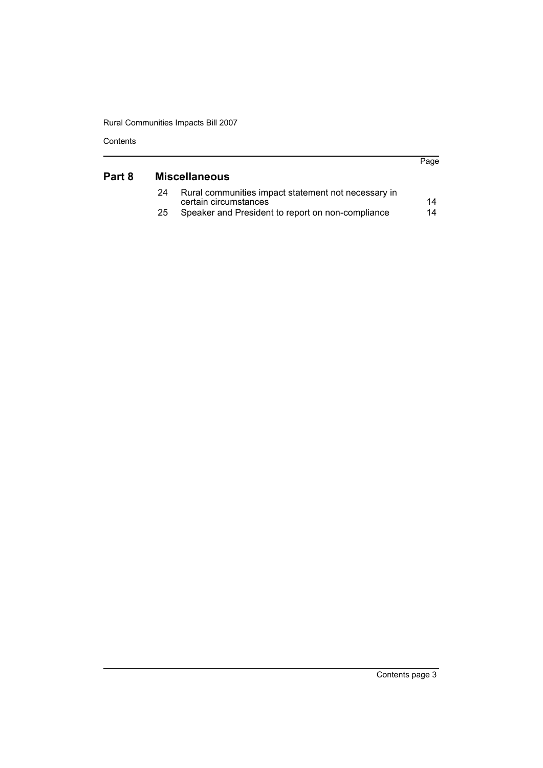| | | | Page |
|---|---|---|---|
| **Part 8** | **Miscellaneous** | | |
| | 24 | Rural communities impact statement not necessary in certain circumstances | 14 |
| | 25 | Speaker and President to report on non-compliance | 14 |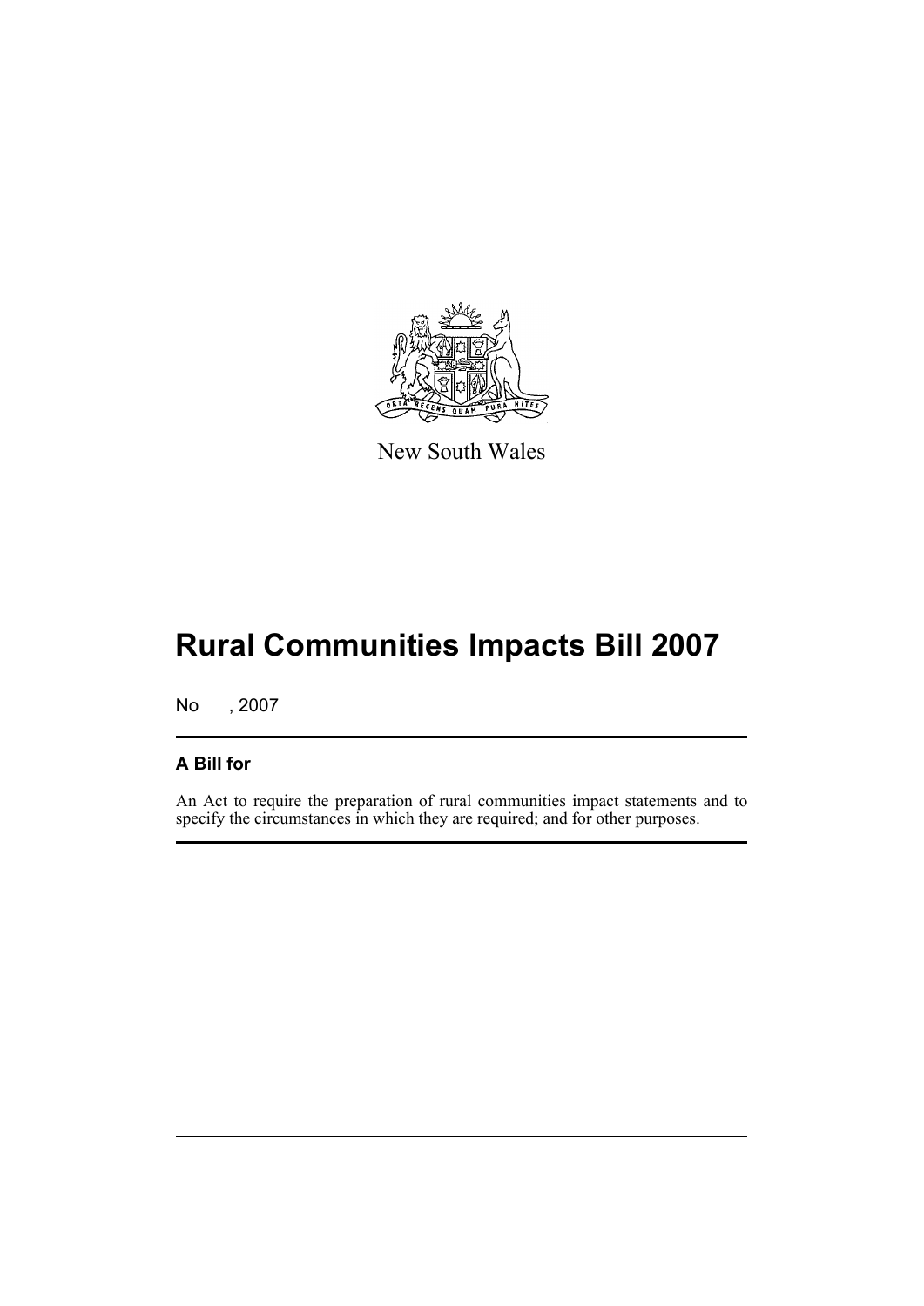New South Wales

# Rural Communities Impacts Bill 2007

No , 2007

## A Bill for

An Act to require the preparation of rural communities impact statements and to specify the circumstances in which they are required; and for other purposes.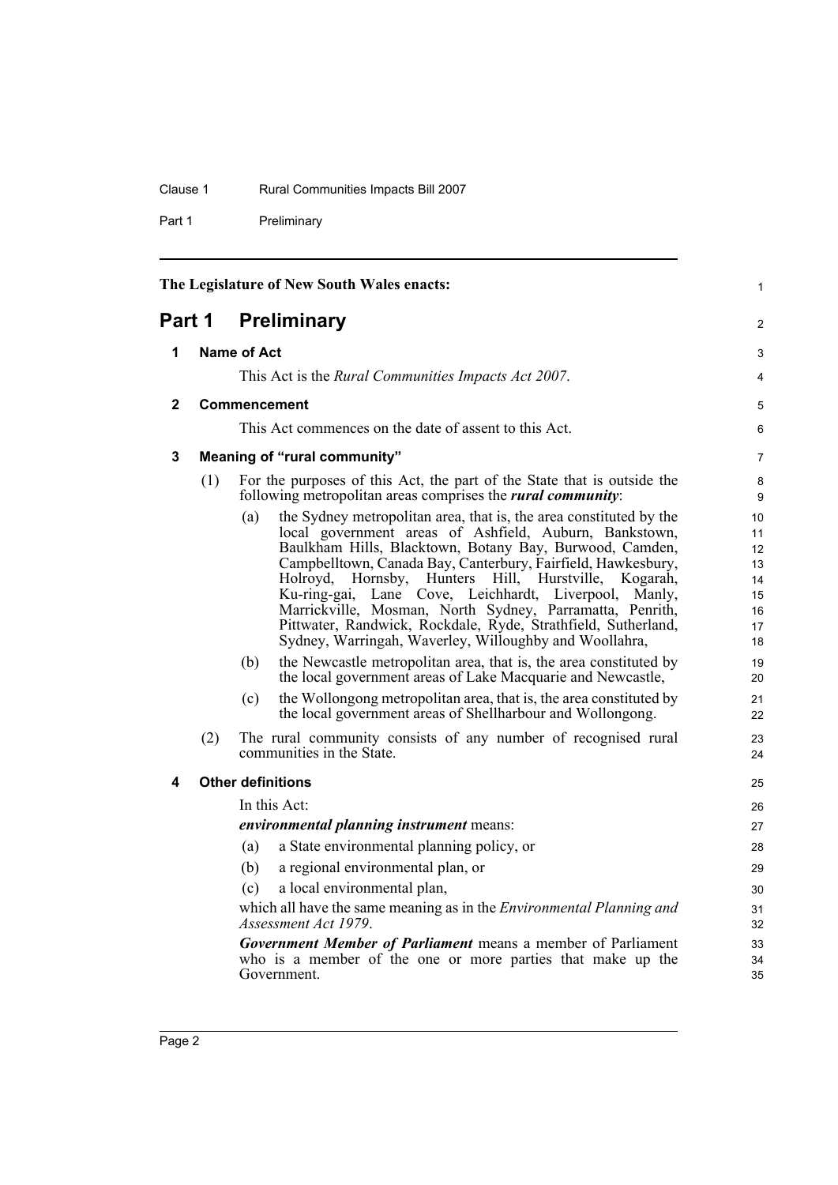The Legislature of New South Wales enacts:

# Part 1 Preliminary

## 1 Name of Act

This Act is the *Rural Communities Impacts Act 2007*.

## 2 Commencement

This Act commences on the date of assent to this Act.

## 3 Meaning of "rural community"

(1) For the purposes of this Act, the part of the State that is outside the following metropolitan areas comprises the ***rural community***:

- (a) the Sydney metropolitan area, that is, the area constituted by the local government areas of Ashfield, Auburn, Bankstown, Baulkham Hills, Blacktown, Botany Bay, Burwood, Camden, Campbelltown, Canada Bay, Canterbury, Fairfield, Hawkesbury, Holroyd, Hornsby, Hunters Hill, Hurstville, Kogarah, Ku-ring-gai, Lane Cove, Leichhardt, Liverpool, Manly, Marrickville, Mosman, North Sydney, Parramatta, Penrith, Pittwater, Randwick, Rockdale, Ryde, Strathfield, Sutherland, Sydney, Warringah, Waverley, Willoughby and Woollahra,
- (b) the Newcastle metropolitan area, that is, the area constituted by the local government areas of Lake Macquarie and Newcastle,
- (c) the Wollongong metropolitan area, that is, the area constituted by the local government areas of Shellharbour and Wollongong.

(2) The rural community consists of any number of recognised rural communities in the State.

## 4 Other definitions

In this Act:

***environmental planning instrument*** means:

- (a) a State environmental planning policy, or
- (b) a regional environmental plan, or
- (c) a local environmental plan,

which all have the same meaning as in the *Environmental Planning and Assessment Act 1979*.

***Government Member of Parliament*** means a member of Parliament who is a member of the one or more parties that make up the Government.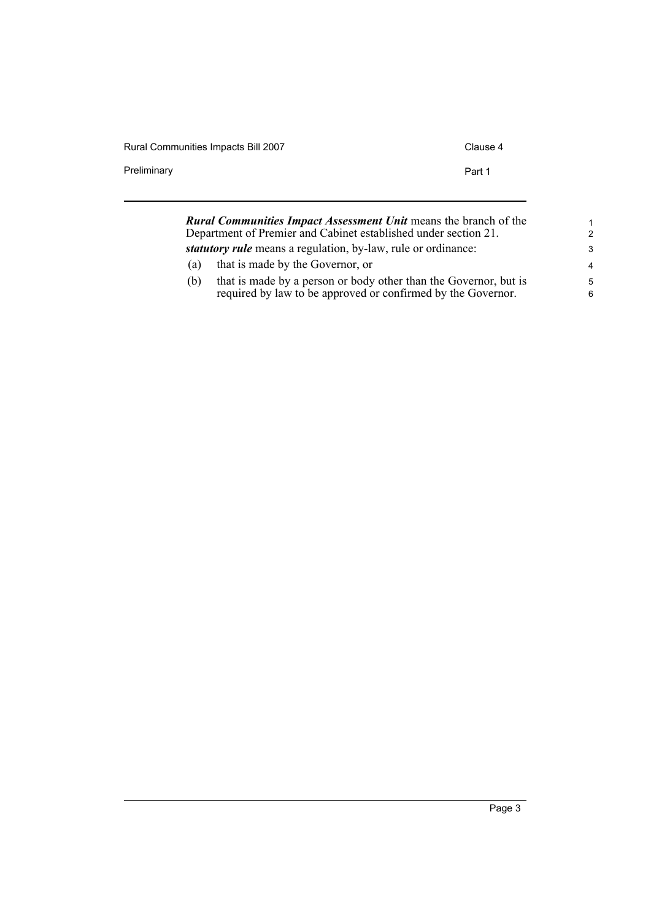***Rural Communities Impact Assessment Unit*** means the branch of the Department of Premier and Cabinet established under section 21.

***statutory rule*** means a regulation, by-law, rule or ordinance:

(a) that is made by the Governor, or

(b) that is made by a person or body other than the Governor, but is required by law to be approved or confirmed by the Governor.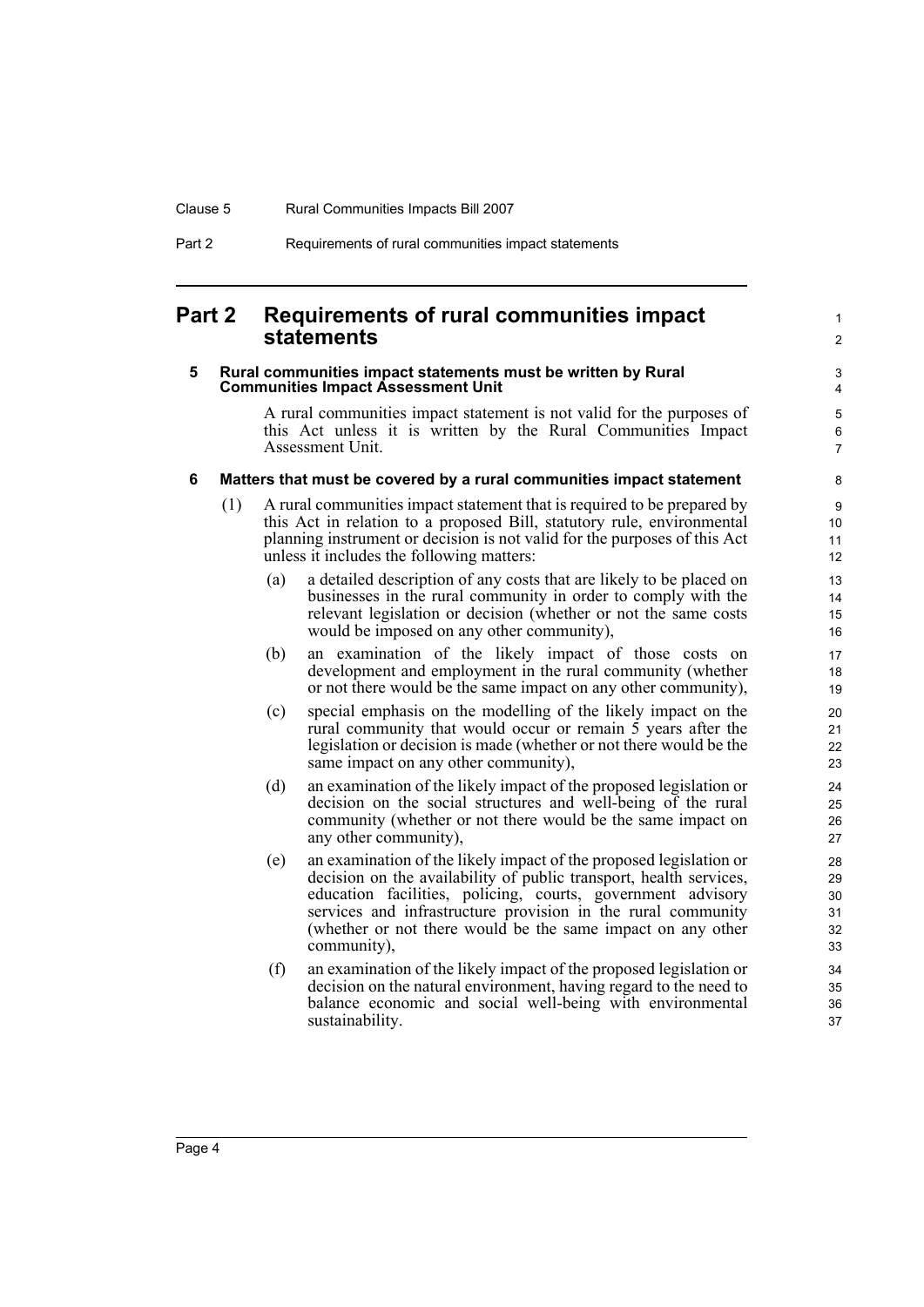# Part 2 Requirements of rural communities impact statements

## 5 Rural communities impact statements must be written by Rural Communities Impact Assessment Unit

A rural communities impact statement is not valid for the purposes of this Act unless it is written by the Rural Communities Impact Assessment Unit.

## 6 Matters that must be covered by a rural communities impact statement

(1) A rural communities impact statement that is required to be prepared by this Act in relation to a proposed Bill, statutory rule, environmental planning instrument or decision is not valid for the purposes of this Act unless it includes the following matters:

- (a) a detailed description of any costs that are likely to be placed on businesses in the rural community in order to comply with the relevant legislation or decision (whether or not the same costs would be imposed on any other community),
- (b) an examination of the likely impact of those costs on development and employment in the rural community (whether or not there would be the same impact on any other community),
- (c) special emphasis on the modelling of the likely impact on the rural community that would occur or remain 5 years after the legislation or decision is made (whether or not there would be the same impact on any other community),
- (d) an examination of the likely impact of the proposed legislation or decision on the social structures and well-being of the rural community (whether or not there would be the same impact on any other community),
- (e) an examination of the likely impact of the proposed legislation or decision on the availability of public transport, health services, education facilities, policing, courts, government advisory services and infrastructure provision in the rural community (whether or not there would be the same impact on any other community),
- (f) an examination of the likely impact of the proposed legislation or decision on the natural environment, having regard to the need to balance economic and social well-being with environmental sustainability.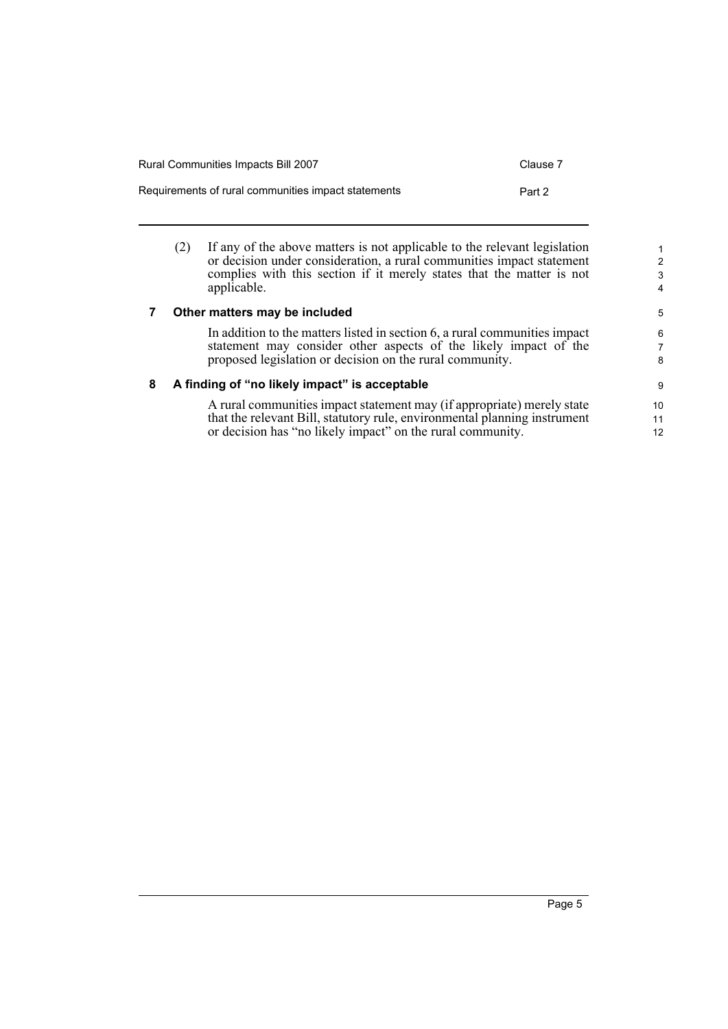(2) If any of the above matters is not applicable to the relevant legislation or decision under consideration, a rural communities impact statement complies with this section if it merely states that the matter is not applicable.

### 7 Other matters may be included

In addition to the matters listed in section 6, a rural communities impact statement may consider other aspects of the likely impact of the proposed legislation or decision on the rural community.

### 8 A finding of "no likely impact" is acceptable

A rural communities impact statement may (if appropriate) merely state that the relevant Bill, statutory rule, environmental planning instrument or decision has "no likely impact" on the rural community.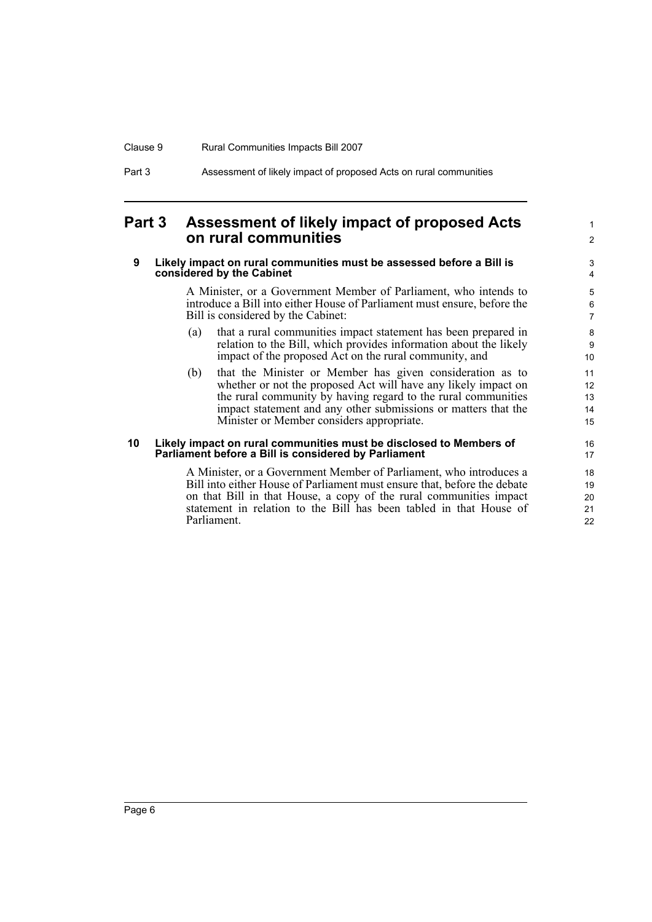## Part 3 Assessment of likely impact of proposed Acts on rural communities

### 9 Likely impact on rural communities must be assessed before a Bill is considered by the Cabinet

A Minister, or a Government Member of Parliament, who intends to introduce a Bill into either House of Parliament must ensure, before the Bill is considered by the Cabinet:

(a) that a rural communities impact statement has been prepared in relation to the Bill, which provides information about the likely impact of the proposed Act on the rural community, and

(b) that the Minister or Member has given consideration as to whether or not the proposed Act will have any likely impact on the rural community by having regard to the rural communities impact statement and any other submissions or matters that the Minister or Member considers appropriate.

### 10 Likely impact on rural communities must be disclosed to Members of Parliament before a Bill is considered by Parliament

A Minister, or a Government Member of Parliament, who introduces a Bill into either House of Parliament must ensure that, before the debate on that Bill in that House, a copy of the rural communities impact statement in relation to the Bill has been tabled in that House of Parliament.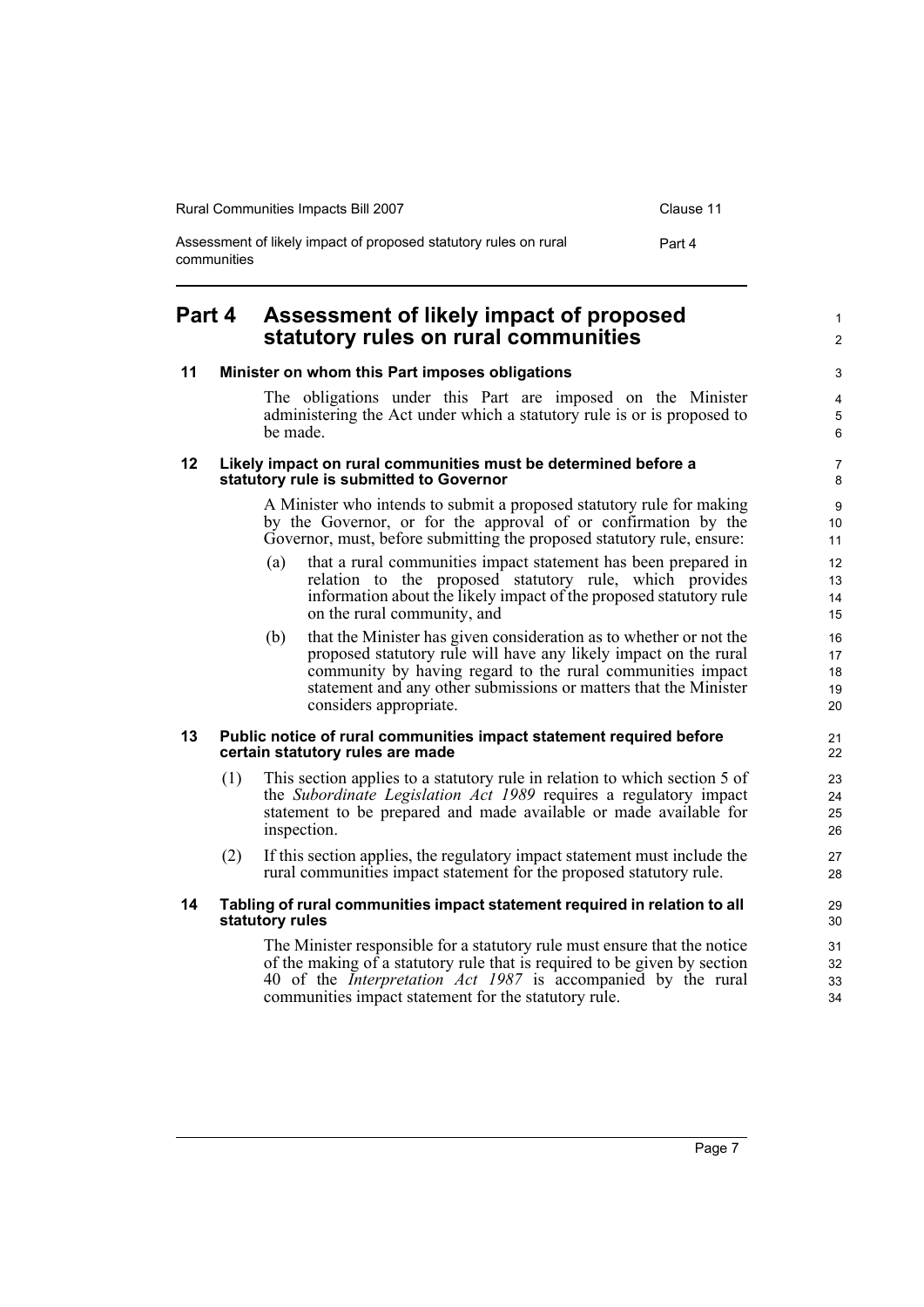# Part 4 Assessment of likely impact of proposed statutory rules on rural communities

## 11 Minister on whom this Part imposes obligations

The obligations under this Part are imposed on the Minister administering the Act under which a statutory rule is or is proposed to be made.

## 12 Likely impact on rural communities must be determined before a statutory rule is submitted to Governor

A Minister who intends to submit a proposed statutory rule for making by the Governor, or for the approval of or confirmation by the Governor, must, before submitting the proposed statutory rule, ensure:

- (a) that a rural communities impact statement has been prepared in relation to the proposed statutory rule, which provides information about the likely impact of the proposed statutory rule on the rural community, and
- (b) that the Minister has given consideration as to whether or not the proposed statutory rule will have any likely impact on the rural community by having regard to the rural communities impact statement and any other submissions or matters that the Minister considers appropriate.

## 13 Public notice of rural communities impact statement required before certain statutory rules are made

(1) This section applies to a statutory rule in relation to which section 5 of the *Subordinate Legislation Act 1989* requires a regulatory impact statement to be prepared and made available or made available for inspection.

(2) If this section applies, the regulatory impact statement must include the rural communities impact statement for the proposed statutory rule.

## 14 Tabling of rural communities impact statement required in relation to all statutory rules

The Minister responsible for a statutory rule must ensure that the notice of the making of a statutory rule that is required to be given by section 40 of the *Interpretation Act 1987* is accompanied by the rural communities impact statement for the statutory rule.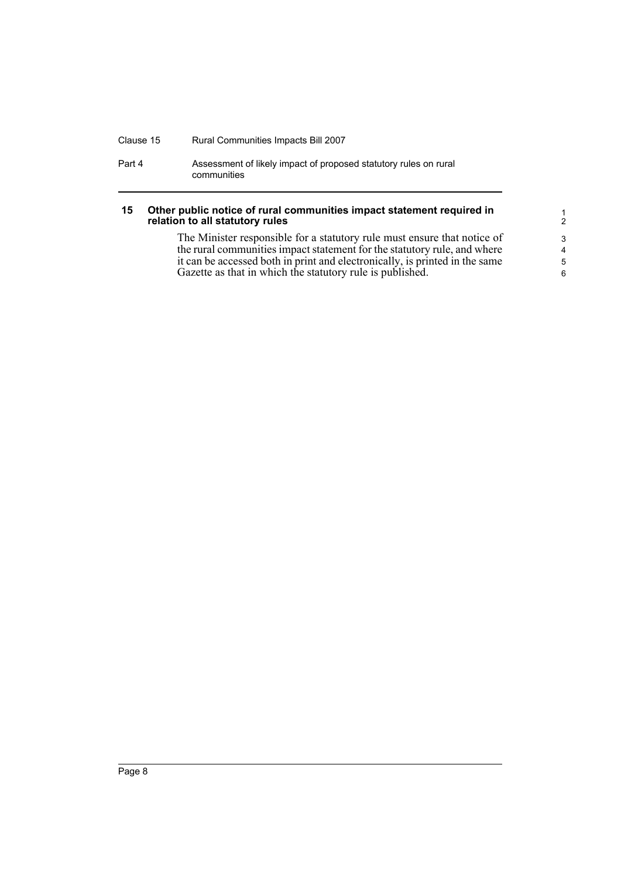## 15 Other public notice of rural communities impact statement required in relation to all statutory rules

The Minister responsible for a statutory rule must ensure that notice of the rural communities impact statement for the statutory rule, and where it can be accessed both in print and electronically, is printed in the same Gazette as that in which the statutory rule is published.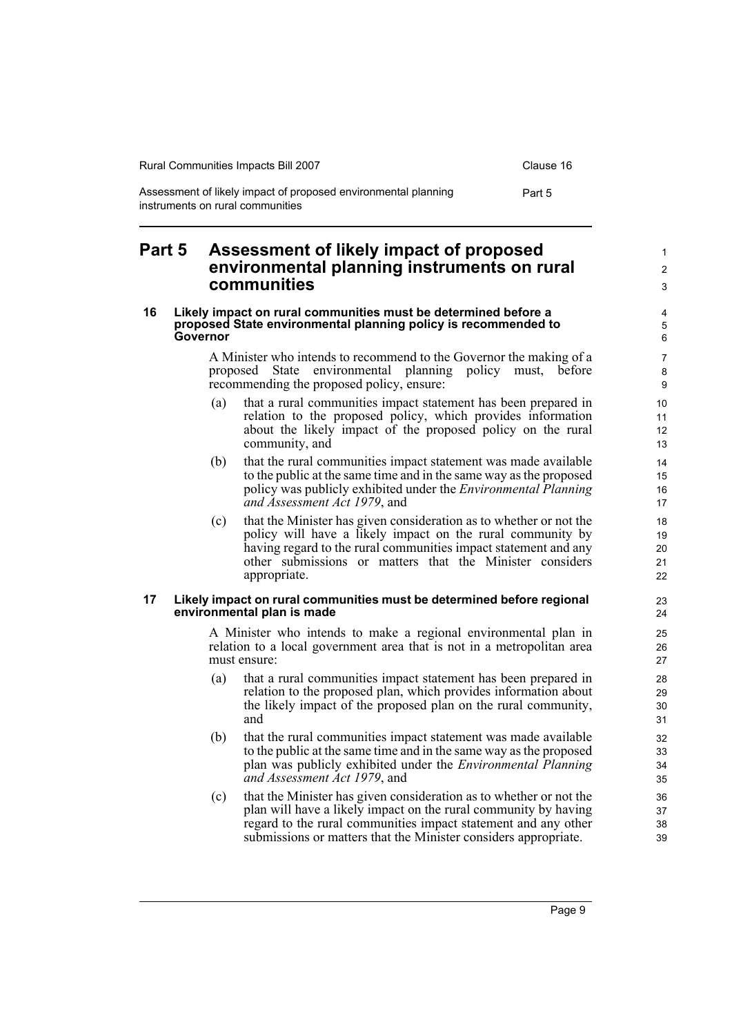# Part 5 Assessment of likely impact of proposed environmental planning instruments on rural communities

### 16 Likely impact on rural communities must be determined before a proposed State environmental planning policy is recommended to Governor

A Minister who intends to recommend to the Governor the making of a proposed State environmental planning policy must, before recommending the proposed policy, ensure:

(a) that a rural communities impact statement has been prepared in relation to the proposed policy, which provides information about the likely impact of the proposed policy on the rural community, and

(b) that the rural communities impact statement was made available to the public at the same time and in the same way as the proposed policy was publicly exhibited under the *Environmental Planning and Assessment Act 1979*, and

(c) that the Minister has given consideration as to whether or not the policy will have a likely impact on the rural community by having regard to the rural communities impact statement and any other submissions or matters that the Minister considers appropriate.

### 17 Likely impact on rural communities must be determined before regional environmental plan is made

A Minister who intends to make a regional environmental plan in relation to a local government area that is not in a metropolitan area must ensure:

(a) that a rural communities impact statement has been prepared in relation to the proposed plan, which provides information about the likely impact of the proposed plan on the rural community, and

(b) that the rural communities impact statement was made available to the public at the same time and in the same way as the proposed plan was publicly exhibited under the *Environmental Planning and Assessment Act 1979*, and

(c) that the Minister has given consideration as to whether or not the plan will have a likely impact on the rural community by having regard to the rural communities impact statement and any other submissions or matters that the Minister considers appropriate.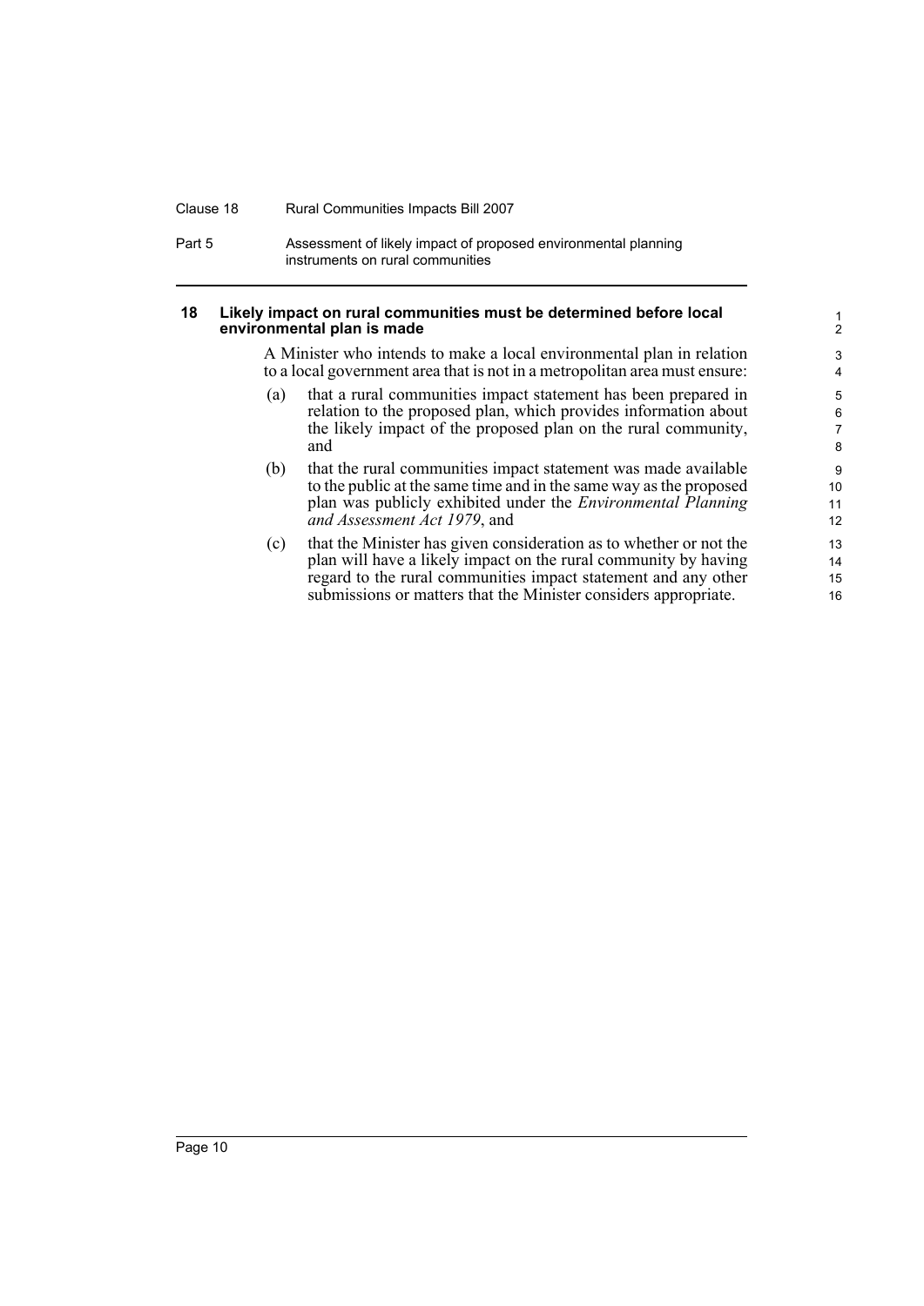## 18 Likely impact on rural communities must be determined before local environmental plan is made

A Minister who intends to make a local environmental plan in relation to a local government area that is not in a metropolitan area must ensure:

(a) that a rural communities impact statement has been prepared in relation to the proposed plan, which provides information about the likely impact of the proposed plan on the rural community, and

(b) that the rural communities impact statement was made available to the public at the same time and in the same way as the proposed plan was publicly exhibited under the *Environmental Planning and Assessment Act 1979*, and

(c) that the Minister has given consideration as to whether or not the plan will have a likely impact on the rural community by having regard to the rural communities impact statement and any other submissions or matters that the Minister considers appropriate.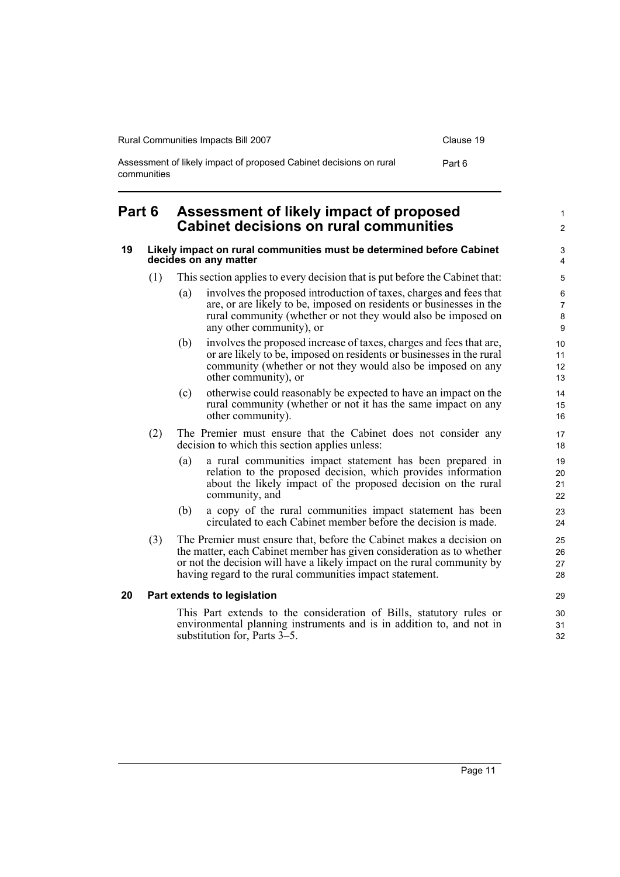# Part 6 Assessment of likely impact of proposed Cabinet decisions on rural communities

### 19 Likely impact on rural communities must be determined before Cabinet decides on any matter

(1) This section applies to every decision that is put before the Cabinet that:

- (a) involves the proposed introduction of taxes, charges and fees that are, or are likely to be, imposed on residents or businesses in the rural community (whether or not they would also be imposed on any other community), or
- (b) involves the proposed increase of taxes, charges and fees that are, or are likely to be, imposed on residents or businesses in the rural community (whether or not they would also be imposed on any other community), or
- (c) otherwise could reasonably be expected to have an impact on the rural community (whether or not it has the same impact on any other community).

(2) The Premier must ensure that the Cabinet does not consider any decision to which this section applies unless:

- (a) a rural communities impact statement has been prepared in relation to the proposed decision, which provides information about the likely impact of the proposed decision on the rural community, and
- (b) a copy of the rural communities impact statement has been circulated to each Cabinet member before the decision is made.

(3) The Premier must ensure that, before the Cabinet makes a decision on the matter, each Cabinet member has given consideration as to whether or not the decision will have a likely impact on the rural community by having regard to the rural communities impact statement.

### 20 Part extends to legislation

This Part extends to the consideration of Bills, statutory rules or environmental planning instruments and is in addition to, and not in substitution for, Parts 3–5.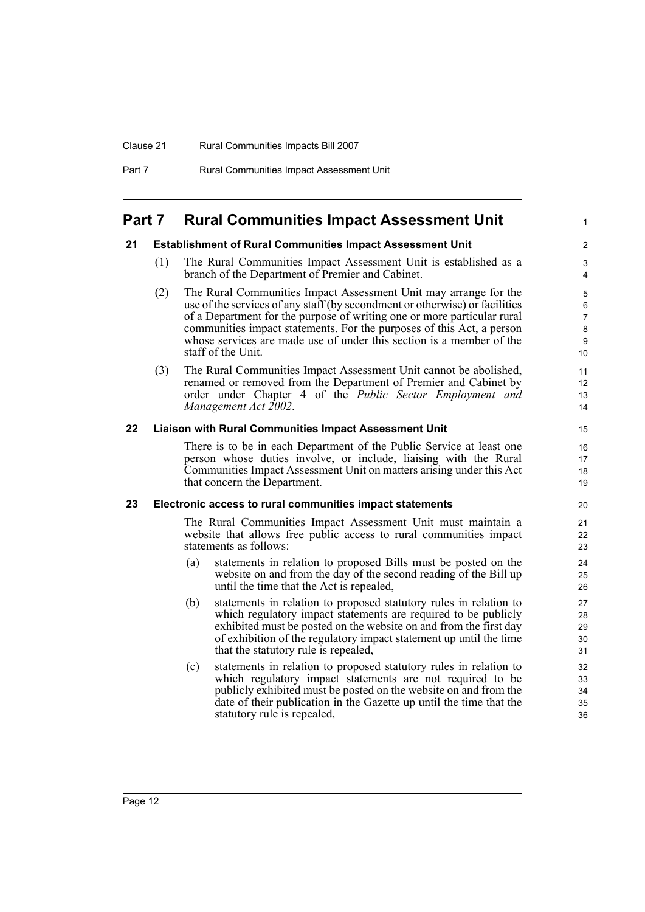# Part 7 Rural Communities Impact Assessment Unit

## 21 Establishment of Rural Communities Impact Assessment Unit

(1) The Rural Communities Impact Assessment Unit is established as a branch of the Department of Premier and Cabinet.

(2) The Rural Communities Impact Assessment Unit may arrange for the use of the services of any staff (by secondment or otherwise) or facilities of a Department for the purpose of writing one or more particular rural communities impact statements. For the purposes of this Act, a person whose services are made use of under this section is a member of the staff of the Unit.

(3) The Rural Communities Impact Assessment Unit cannot be abolished, renamed or removed from the Department of Premier and Cabinet by order under Chapter 4 of the *Public Sector Employment and Management Act 2002*.

## 22 Liaison with Rural Communities Impact Assessment Unit

There is to be in each Department of the Public Service at least one person whose duties involve, or include, liaising with the Rural Communities Impact Assessment Unit on matters arising under this Act that concern the Department.

## 23 Electronic access to rural communities impact statements

The Rural Communities Impact Assessment Unit must maintain a website that allows free public access to rural communities impact statements as follows:

(a) statements in relation to proposed Bills must be posted on the website on and from the day of the second reading of the Bill up until the time that the Act is repealed,

(b) statements in relation to proposed statutory rules in relation to which regulatory impact statements are required to be publicly exhibited must be posted on the website on and from the first day of exhibition of the regulatory impact statement up until the time that the statutory rule is repealed,

(c) statements in relation to proposed statutory rules in relation to which regulatory impact statements are not required to be publicly exhibited must be posted on the website on and from the date of their publication in the Gazette up until the time that the statutory rule is repealed,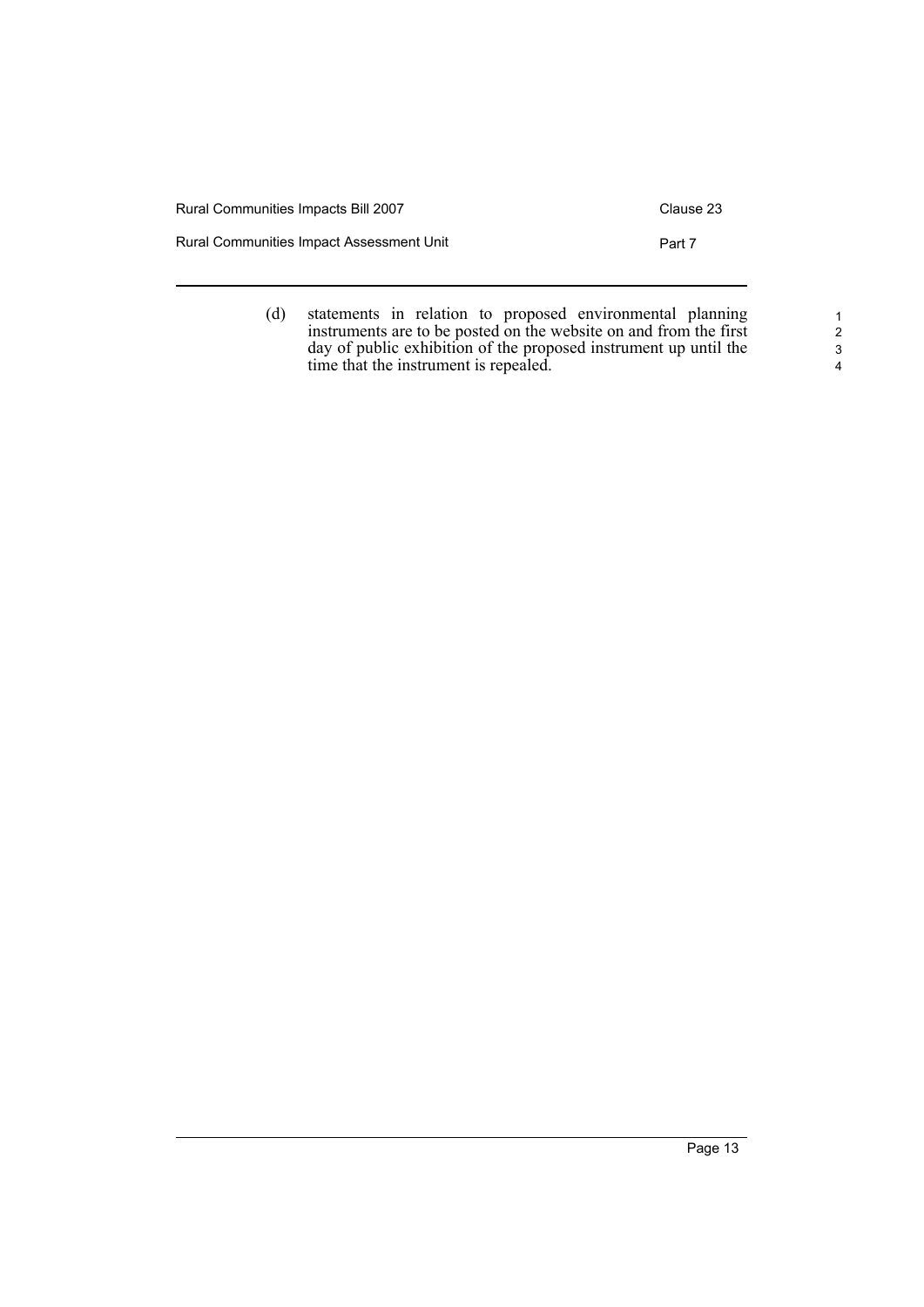(d) statements in relation to proposed environmental planning instruments are to be posted on the website on and from the first day of public exhibition of the proposed instrument up until the time that the instrument is repealed.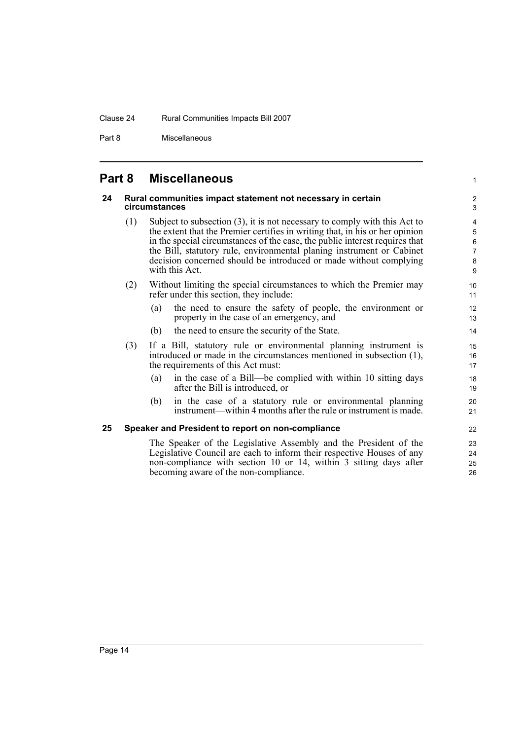## Part 8 Miscellaneous

### 24 Rural communities impact statement not necessary in certain circumstances

(1) Subject to subsection (3), it is not necessary to comply with this Act to the extent that the Premier certifies in writing that, in his or her opinion in the special circumstances of the case, the public interest requires that the Bill, statutory rule, environmental planing instrument or Cabinet decision concerned should be introduced or made without complying with this Act.

(2) Without limiting the special circumstances to which the Premier may refer under this section, they include:

- (a) the need to ensure the safety of people, the environment or property in the case of an emergency, and
- (b) the need to ensure the security of the State.

(3) If a Bill, statutory rule or environmental planning instrument is introduced or made in the circumstances mentioned in subsection (1), the requirements of this Act must:

- (a) in the case of a Bill—be complied with within 10 sitting days after the Bill is introduced, or
- (b) in the case of a statutory rule or environmental planning instrument—within 4 months after the rule or instrument is made.

### 25 Speaker and President to report on non-compliance

The Speaker of the Legislative Assembly and the President of the Legislative Council are each to inform their respective Houses of any non-compliance with section 10 or 14, within 3 sitting days after becoming aware of the non-compliance.